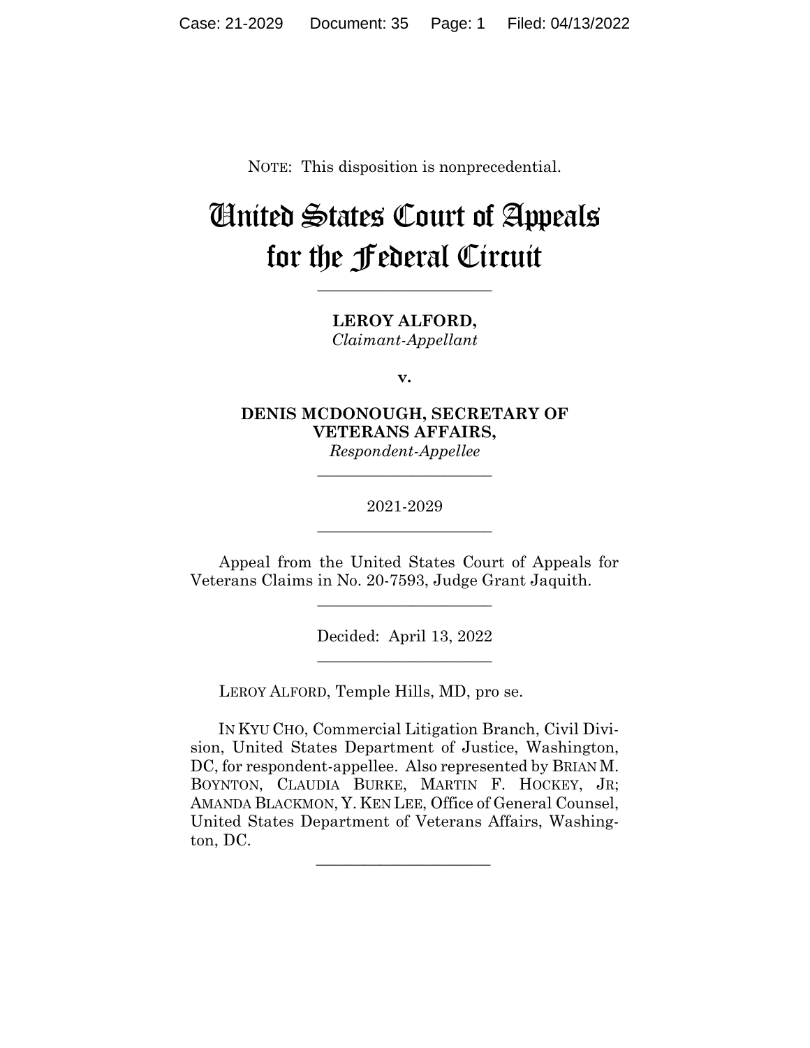NOTE: This disposition is nonprecedential.

# United States Court of Appeals for the Federal Circuit

______________________

**LEROY ALFORD,**
*Claimant-Appellant*

**v.**

**DENIS MCDONOUGH, SECRETARY OF VETERANS AFFAIRS,**
*Respondent-Appellee*

______________________

2021-2029

______________________

Appeal from the United States Court of Appeals for Veterans Claims in No. 20-7593, Judge Grant Jaquith.

______________________

Decided: April 13, 2022

______________________

LEROY ALFORD, Temple Hills, MD, pro se.

IN KYU CHO, Commercial Litigation Branch, Civil Division, United States Department of Justice, Washington, DC, for respondent-appellee. Also represented by BRIAN M. BOYNTON, CLAUDIA BURKE, MARTIN F. HOCKEY, JR; AMANDA BLACKMON, Y. KEN LEE, Office of General Counsel, United States Department of Veterans Affairs, Washington, DC.

______________________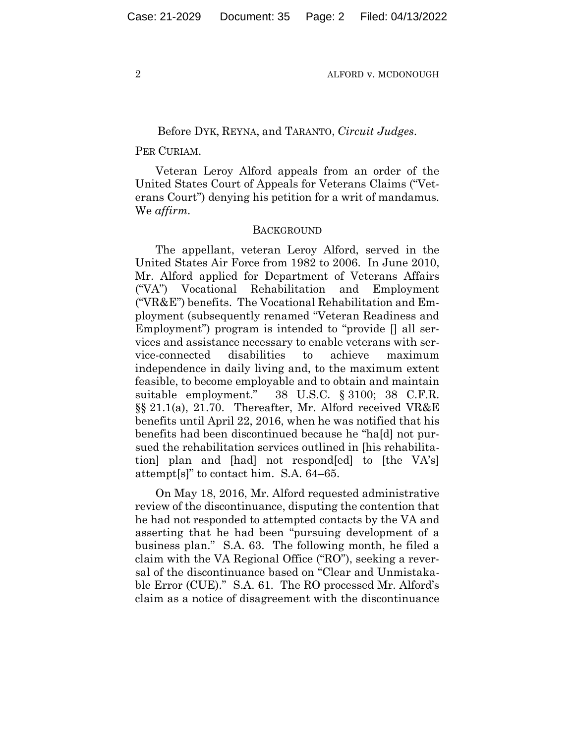Before DYK, REYNA, and TARANTO, *Circuit Judges*.

PER CURIAM.

Veteran Leroy Alford appeals from an order of the United States Court of Appeals for Veterans Claims ("Veterans Court") denying his petition for a writ of mandamus. We *affirm*.

## BACKGROUND

The appellant, veteran Leroy Alford, served in the United States Air Force from 1982 to 2006. In June 2010, Mr. Alford applied for Department of Veterans Affairs ("VA") Vocational Rehabilitation and Employment ("VR&E") benefits. The Vocational Rehabilitation and Employment (subsequently renamed "Veteran Readiness and Employment") program is intended to "provide [] all services and assistance necessary to enable veterans with service-connected disabilities to achieve maximum independence in daily living and, to the maximum extent feasible, to become employable and to obtain and maintain suitable employment." 38 U.S.C. § 3100; 38 C.F.R. §§ 21.1(a), 21.70. Thereafter, Mr. Alford received VR&E benefits until April 22, 2016, when he was notified that his benefits had been discontinued because he "ha[d] not pursued the rehabilitation services outlined in [his rehabilitation] plan and [had] not respond[ed] to [the VA's] attempt[s]" to contact him. S.A. 64–65.

On May 18, 2016, Mr. Alford requested administrative review of the discontinuance, disputing the contention that he had not responded to attempted contacts by the VA and asserting that he had been "pursuing development of a business plan." S.A. 63. The following month, he filed a claim with the VA Regional Office ("RO"), seeking a reversal of the discontinuance based on "Clear and Unmistakable Error (CUE)." S.A. 61. The RO processed Mr. Alford's claim as a notice of disagreement with the discontinuance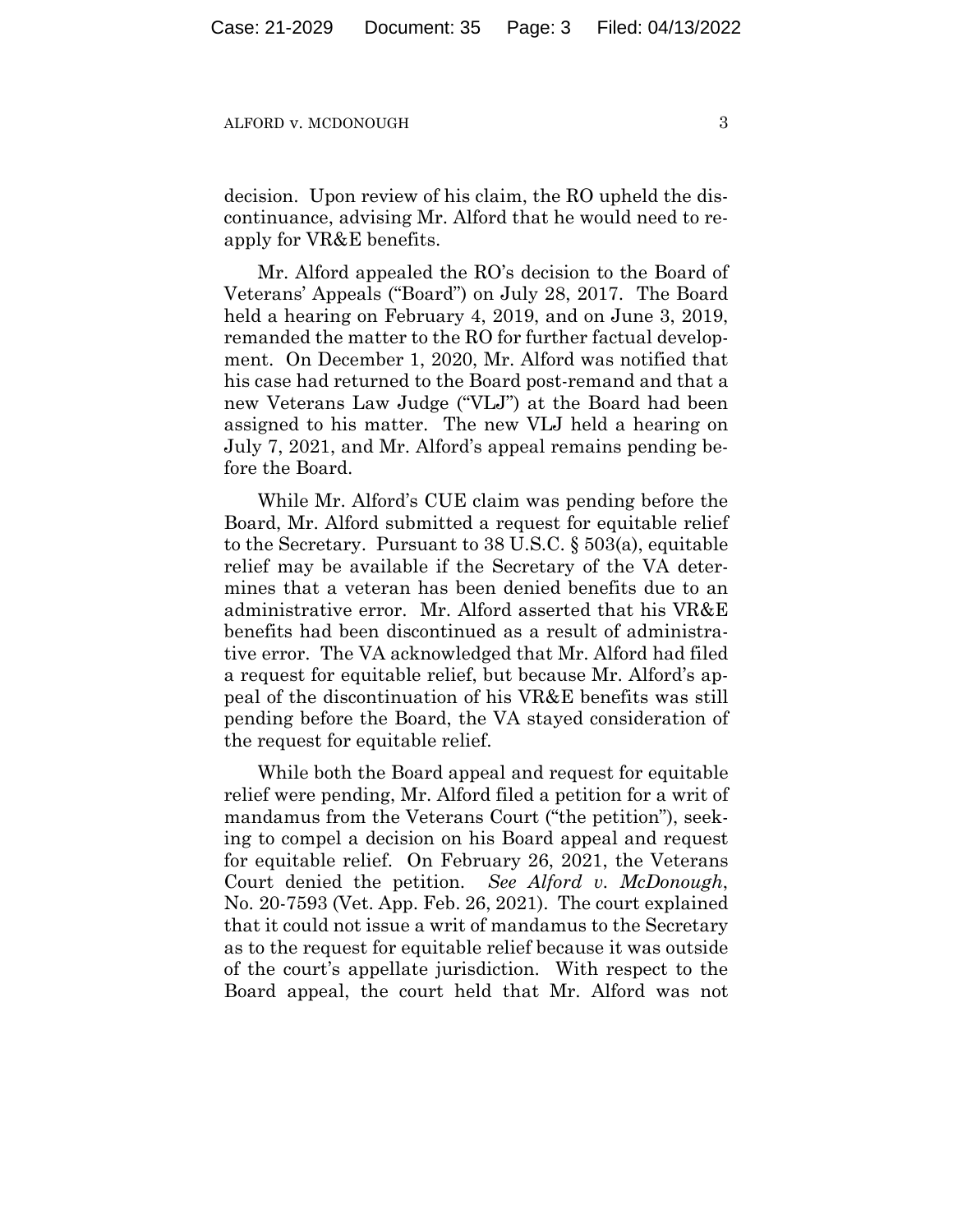decision. Upon review of his claim, the RO upheld the discontinuance, advising Mr. Alford that he would need to reapply for VR&E benefits.

Mr. Alford appealed the RO's decision to the Board of Veterans' Appeals ("Board") on July 28, 2017. The Board held a hearing on February 4, 2019, and on June 3, 2019, remanded the matter to the RO for further factual development. On December 1, 2020, Mr. Alford was notified that his case had returned to the Board post-remand and that a new Veterans Law Judge ("VLJ") at the Board had been assigned to his matter. The new VLJ held a hearing on July 7, 2021, and Mr. Alford's appeal remains pending before the Board.

While Mr. Alford's CUE claim was pending before the Board, Mr. Alford submitted a request for equitable relief to the Secretary. Pursuant to 38 U.S.C. § 503(a), equitable relief may be available if the Secretary of the VA determines that a veteran has been denied benefits due to an administrative error. Mr. Alford asserted that his VR&E benefits had been discontinued as a result of administrative error. The VA acknowledged that Mr. Alford had filed a request for equitable relief, but because Mr. Alford's appeal of the discontinuation of his VR&E benefits was still pending before the Board, the VA stayed consideration of the request for equitable relief.

While both the Board appeal and request for equitable relief were pending, Mr. Alford filed a petition for a writ of mandamus from the Veterans Court ("the petition"), seeking to compel a decision on his Board appeal and request for equitable relief. On February 26, 2021, the Veterans Court denied the petition. *See Alford v. McDonough*, No. 20-7593 (Vet. App. Feb. 26, 2021). The court explained that it could not issue a writ of mandamus to the Secretary as to the request for equitable relief because it was outside of the court's appellate jurisdiction. With respect to the Board appeal, the court held that Mr. Alford was not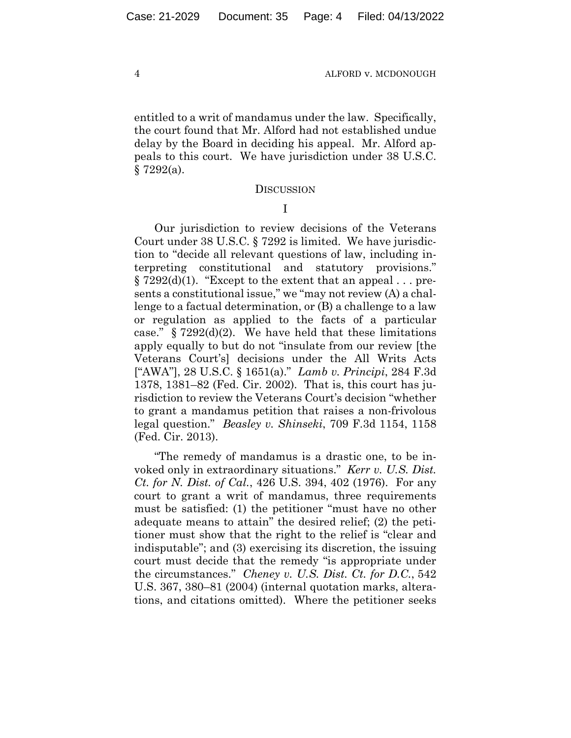entitled to a writ of mandamus under the law. Specifically, the court found that Mr. Alford had not established undue delay by the Board in deciding his appeal. Mr. Alford appeals to this court. We have jurisdiction under 38 U.S.C. § 7292(a).

## DISCUSSION

### I

Our jurisdiction to review decisions of the Veterans Court under 38 U.S.C. § 7292 is limited. We have jurisdiction to "decide all relevant questions of law, including interpreting constitutional and statutory provisions." § 7292(d)(1). "Except to the extent that an appeal . . . presents a constitutional issue," we "may not review (A) a challenge to a factual determination, or (B) a challenge to a law or regulation as applied to the facts of a particular case." § 7292(d)(2). We have held that these limitations apply equally to but do not "insulate from our review [the Veterans Court's] decisions under the All Writs Acts ["AWA"], 28 U.S.C. § 1651(a)." *Lamb v. Principi*, 284 F.3d 1378, 1381–82 (Fed. Cir. 2002). That is, this court has jurisdiction to review the Veterans Court's decision "whether to grant a mandamus petition that raises a non-frivolous legal question." *Beasley v. Shinseki*, 709 F.3d 1154, 1158 (Fed. Cir. 2013).

"The remedy of mandamus is a drastic one, to be invoked only in extraordinary situations." *Kerr v. U.S. Dist. Ct. for N. Dist. of Cal.*, 426 U.S. 394, 402 (1976). For any court to grant a writ of mandamus, three requirements must be satisfied: (1) the petitioner "must have no other adequate means to attain" the desired relief; (2) the petitioner must show that the right to the relief is "clear and indisputable"; and (3) exercising its discretion, the issuing court must decide that the remedy "is appropriate under the circumstances." *Cheney v. U.S. Dist. Ct. for D.C.*, 542 U.S. 367, 380–81 (2004) (internal quotation marks, alterations, and citations omitted). Where the petitioner seeks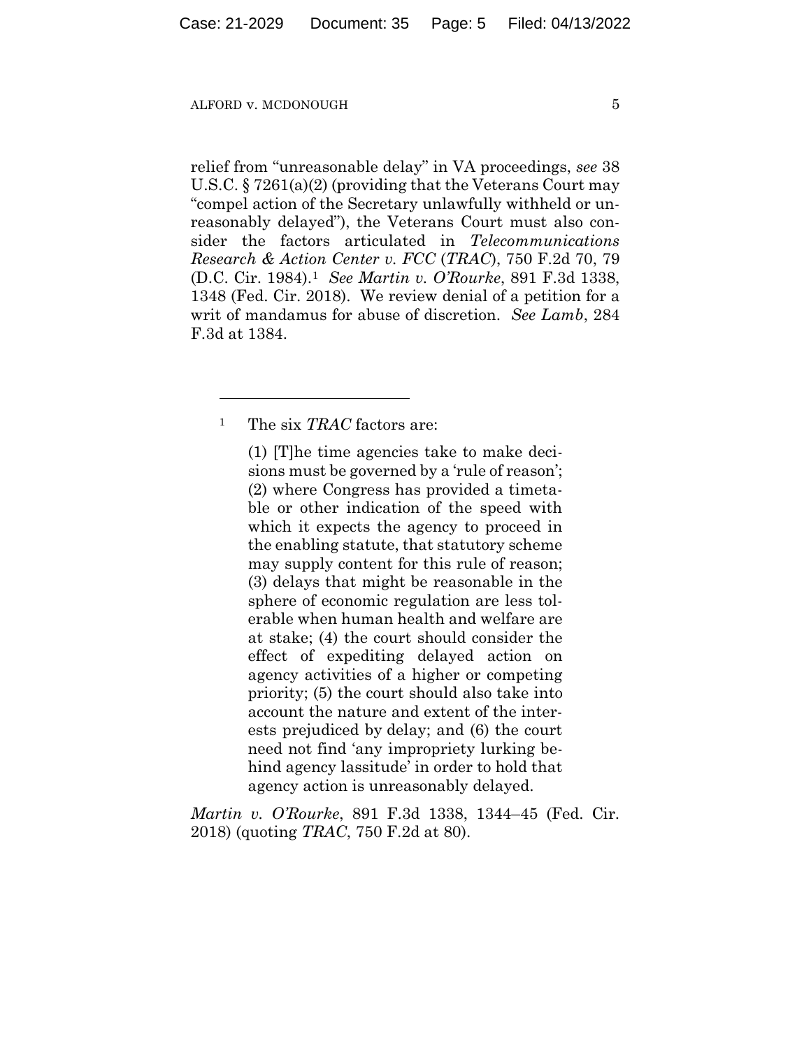relief from "unreasonable delay" in VA proceedings, *see* 38 U.S.C. § 7261(a)(2) (providing that the Veterans Court may "compel action of the Secretary unlawfully withheld or unreasonably delayed"), the Veterans Court must also consider the factors articulated in *Telecommunications Research & Action Center v. FCC* (*TRAC*), 750 F.2d 70, 79 (D.C. Cir. 1984).[1] *See Martin v. O'Rourke*, 891 F.3d 1338, 1348 (Fed. Cir. 2018). We review denial of a petition for a writ of mandamus for abuse of discretion. *See Lamb*, 284 F.3d at 1384.

---

[1] The six *TRAC* factors are:

> (1) [T]he time agencies take to make decisions must be governed by a 'rule of reason'; (2) where Congress has provided a timetable or other indication of the speed with which it expects the agency to proceed in the enabling statute, that statutory scheme may supply content for this rule of reason; (3) delays that might be reasonable in the sphere of economic regulation are less tolerable when human health and welfare are at stake; (4) the court should consider the effect of expediting delayed action on agency activities of a higher or competing priority; (5) the court should also take into account the nature and extent of the interests prejudiced by delay; and (6) the court need not find 'any impropriety lurking behind agency lassitude' in order to hold that agency action is unreasonably delayed.

*Martin v. O'Rourke*, 891 F.3d 1338, 1344–45 (Fed. Cir. 2018) (quoting *TRAC*, 750 F.2d at 80).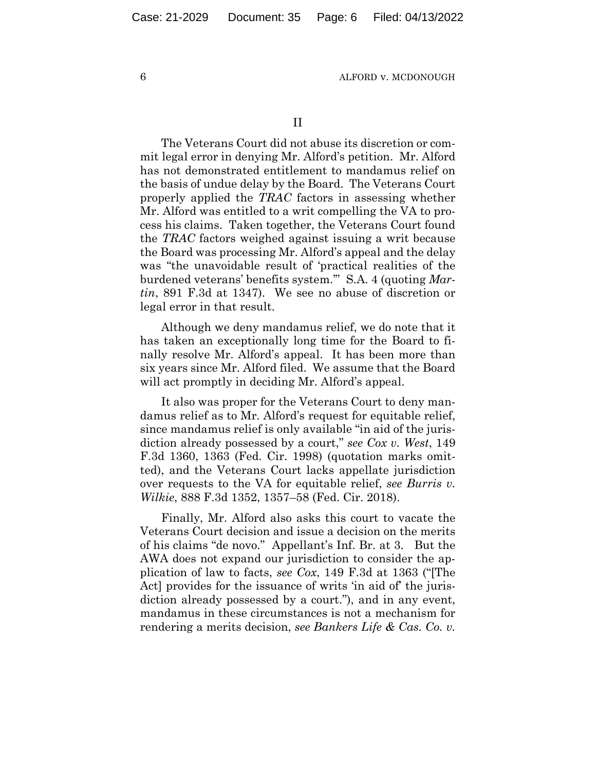## II

The Veterans Court did not abuse its discretion or commit legal error in denying Mr. Alford's petition. Mr. Alford has not demonstrated entitlement to mandamus relief on the basis of undue delay by the Board. The Veterans Court properly applied the *TRAC* factors in assessing whether Mr. Alford was entitled to a writ compelling the VA to process his claims. Taken together, the Veterans Court found the *TRAC* factors weighed against issuing a writ because the Board was processing Mr. Alford's appeal and the delay was "the unavoidable result of 'practical realities of the burdened veterans' benefits system.'" S.A. 4 (quoting *Martin*, 891 F.3d at 1347). We see no abuse of discretion or legal error in that result.

Although we deny mandamus relief, we do note that it has taken an exceptionally long time for the Board to finally resolve Mr. Alford's appeal. It has been more than six years since Mr. Alford filed. We assume that the Board will act promptly in deciding Mr. Alford's appeal.

It also was proper for the Veterans Court to deny mandamus relief as to Mr. Alford's request for equitable relief, since mandamus relief is only available "in aid of the jurisdiction already possessed by a court," *see Cox v. West*, 149 F.3d 1360, 1363 (Fed. Cir. 1998) (quotation marks omitted), and the Veterans Court lacks appellate jurisdiction over requests to the VA for equitable relief, *see Burris v. Wilkie*, 888 F.3d 1352, 1357–58 (Fed. Cir. 2018).

Finally, Mr. Alford also asks this court to vacate the Veterans Court decision and issue a decision on the merits of his claims "de novo." Appellant's Inf. Br. at 3. But the AWA does not expand our jurisdiction to consider the application of law to facts, *see Cox*, 149 F.3d at 1363 ("[The Act] provides for the issuance of writs 'in aid of' the jurisdiction already possessed by a court."), and in any event, mandamus in these circumstances is not a mechanism for rendering a merits decision, *see Bankers Life & Cas. Co. v.*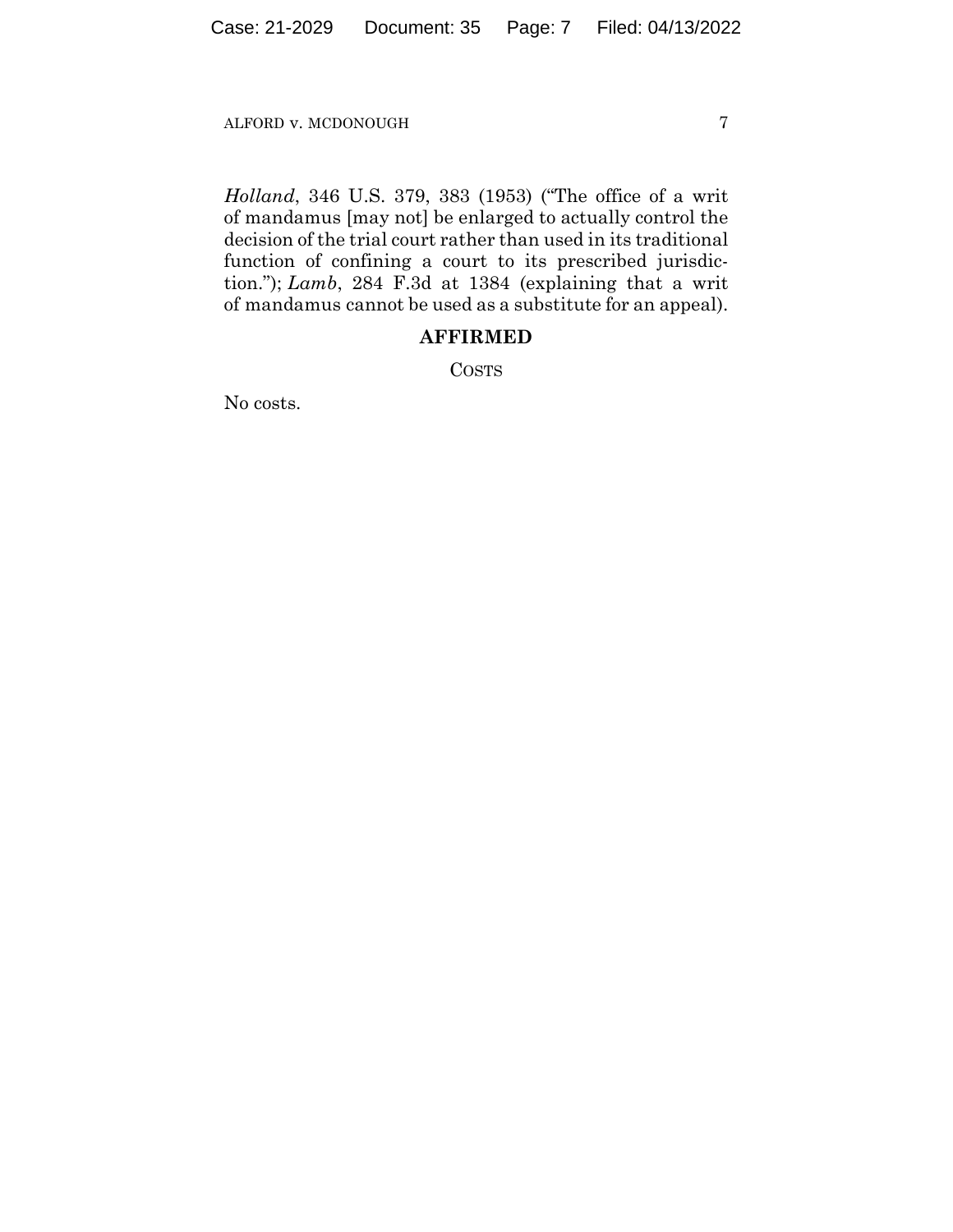*Holland*, 346 U.S. 379, 383 (1953) ("The office of a writ of mandamus [may not] be enlarged to actually control the decision of the trial court rather than used in its traditional function of confining a court to its prescribed jurisdiction."); *Lamb*, 284 F.3d at 1384 (explaining that a writ of mandamus cannot be used as a substitute for an appeal).

**AFFIRMED**

COSTS

No costs.